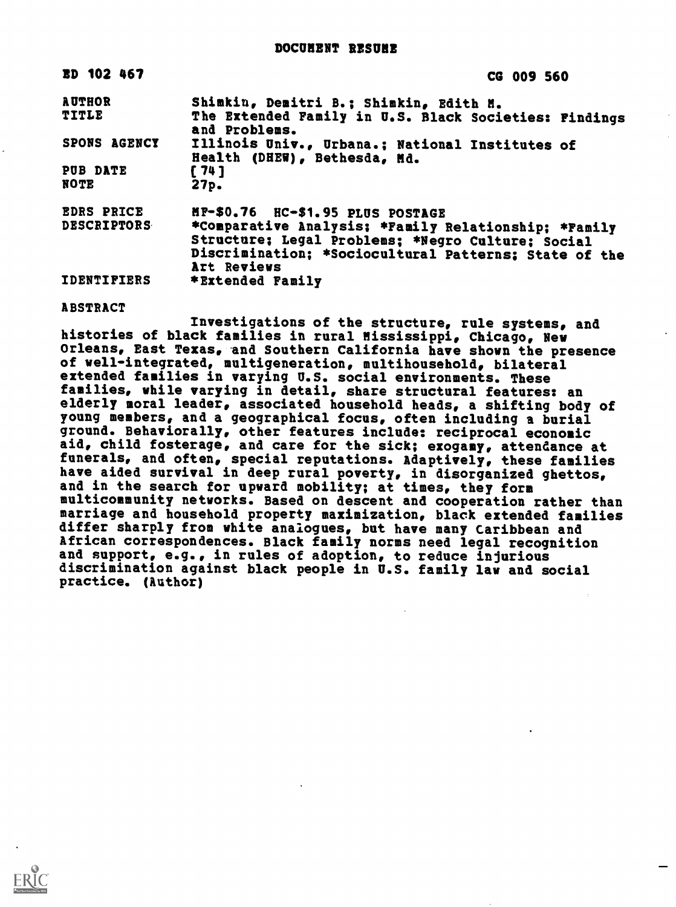# DOCUMENT RESUME

| | |
|---|---|
| ED 102 467 | CG 009 560 |
| AUTHOR | Shimkin, Demitri B.; Shimkin, Edith M. |
| TITLE | The Extended Family in U.S. Black Societies: Findings and Problems. |
| SPONS AGENCY | Illinois Univ., Urbana.; National Institutes of Health (DHEW), Bethesda, Md. |
| PUB DATE | [74] |
| NOTE | 27p. |
| EDRS PRICE | MF-$0.76 HC-$1.95 PLUS POSTAGE |
| DESCRIPTORS | *Comparative Analysis; *Family Relationship; *Family Structure; Legal Problems; *Negro Culture; Social Discrimination; *Sociocultural Patterns; State of the Art Reviews |
| IDENTIFIERS | *Extended Family |

## ABSTRACT

Investigations of the structure, rule systems, and histories of black families in rural Mississippi, Chicago, New Orleans, East Texas, and Southern California have shown the presence of well-integrated, multigeneration, multihousehold, bilateral extended families in varying U.S. social environments. These families, while varying in detail, share structural features: an elderly moral leader, associated household heads, a shifting body of young members, and a geographical focus, often including a burial ground. Behaviorally, other features include: reciprocal economic aid, child fosterage, and care for the sick; exogamy, attendance at funerals, and often, special reputations. Adaptively, these families have aided survival in deep rural poverty, in disorganized ghettos, and in the search for upward mobility; at times, they form multicommunity networks. Based on descent and cooperation rather than marriage and household property maximization, black extended families differ sharply from white analogues, but have many Caribbean and African correspondences. Black family norms need legal recognition and support, e.g., in rules of adoption, to reduce injurious discrimination against black people in U.S. family law and social practice. (Author)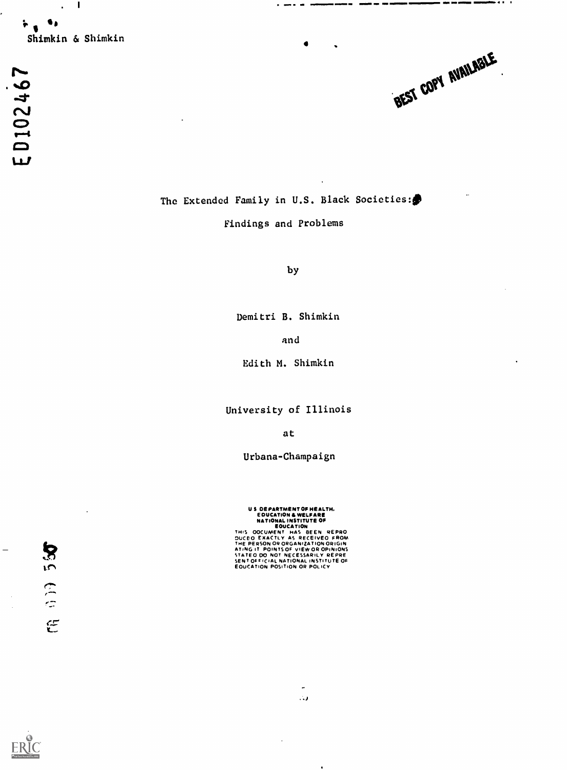# The Extended Family in U.S. Black Societies:

## Findings and Problems

by

Demitri B. Shimkin

and

Edith M. Shimkin

University of Illinois

at

Urbana-Champaign

U S DEPARTMENT OF HEALTH, EDUCATION & WELFARE NATIONAL INSTITUTE OF EDUCATION THIS DOCUMENT HAS BEEN REPRODUCED EXACTLY AS RECEIVED FROM THE PERSON OR ORGANIZATION ORIGINATING IT POINTS OF VIEW OR OPINIONS STATED DO NOT NECESSARILY REPRESENT OFFICIAL NATIONAL INSTITUTE OF EDUCATION POSITION OR POLICY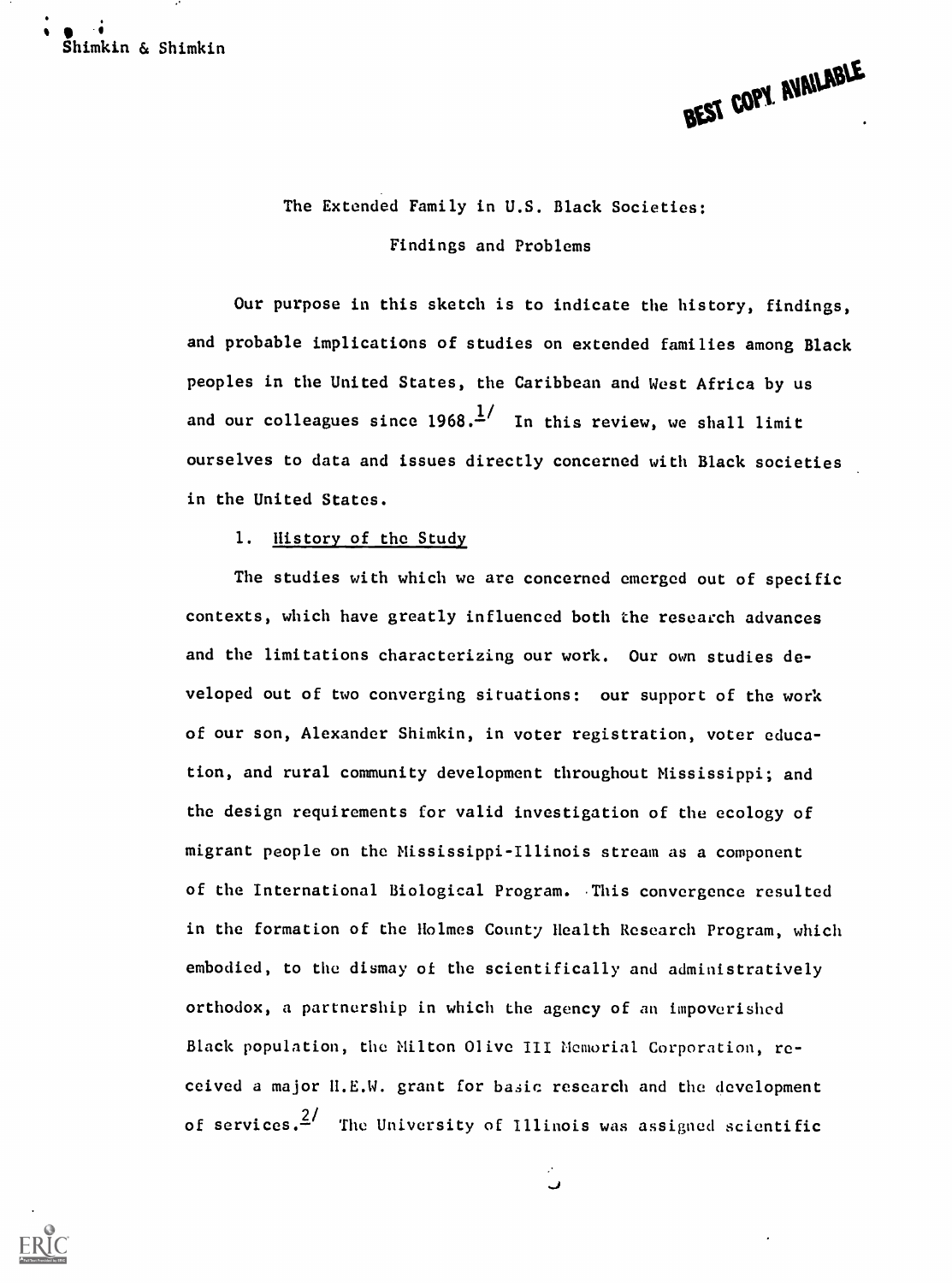The Extended Family in U.S. Black Societies:

Findings and Problems

Our purpose in this sketch is to indicate the history, findings, and probable implications of studies on extended families among Black peoples in the United States, the Caribbean and West Africa by us and our colleagues since 1968.[1] In this review, we shall limit ourselves to data and issues directly concerned with Black societies in the United States.

## 1. History of the Study

The studies with which we are concerned emerged out of specific contexts, which have greatly influenced both the research advances and the limitations characterizing our work. Our own studies developed out of two converging situations: our support of the work of our son, Alexander Shimkin, in voter registration, voter education, and rural community development throughout Mississippi; and the design requirements for valid investigation of the ecology of migrant people on the Mississippi-Illinois stream as a component of the International Biological Program. This convergence resulted in the formation of the Holmes County Health Research Program, which embodied, to the dismay of the scientifically and administratively orthodox, a partnership in which the agency of an impoverished Black population, the Milton Olive III Memorial Corporation, received a major H.E.W. grant for basic research and the development of services.[2] The University of Illinois was assigned scientific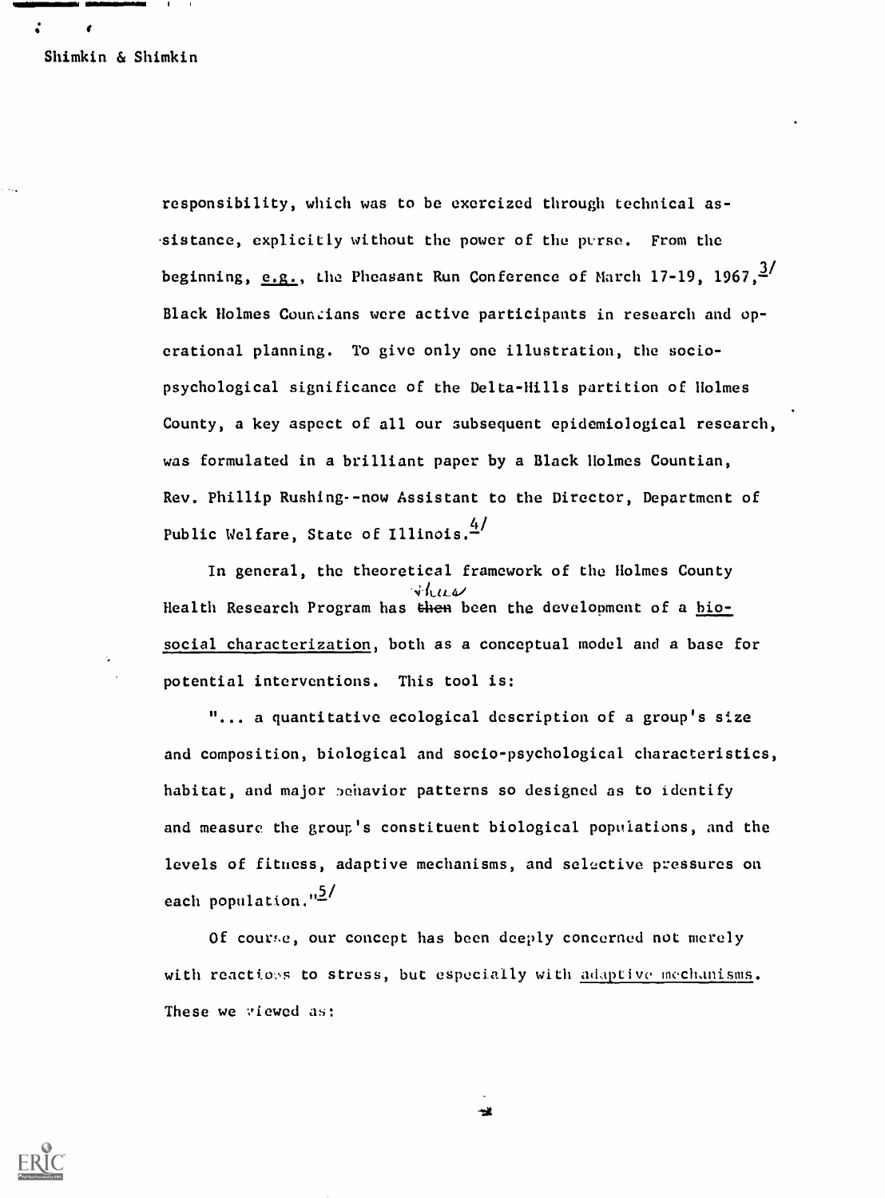responsibility, which was to be exercized through technical assistance, explicitly without the power of the purse. From the beginning, e.g., the Pheasant Run Conference of March 17-19, 1967,[3] Black Holmes Countians were active participants in research and operational planning. To give only one illustration, the socio-psychological significance of the Delta-Hills partition of Holmes County, a key aspect of all our subsequent epidemiological research, was formulated in a brilliant paper by a Black Holmes Countian, Rev. Phillip Rushing--now Assistant to the Director, Department of Public Welfare, State of Illinois.[4]

In general, the theoretical framework of the Holmes County Health Research Program has ~~then~~ thus been the development of a bio-social characterization, both as a conceptual model and a base for potential interventions. This tool is:

"... a quantitative ecological description of a group's size and composition, biological and socio-psychological characteristics, habitat, and major behavior patterns so designed as to identify and measure the group's constituent biological populations, and the levels of fitness, adaptive mechanisms, and selective pressures on each population."[5]

Of course, our concept has been deeply concerned not merely with reactions to stress, but especially with adaptive mechanisms. These we viewed as: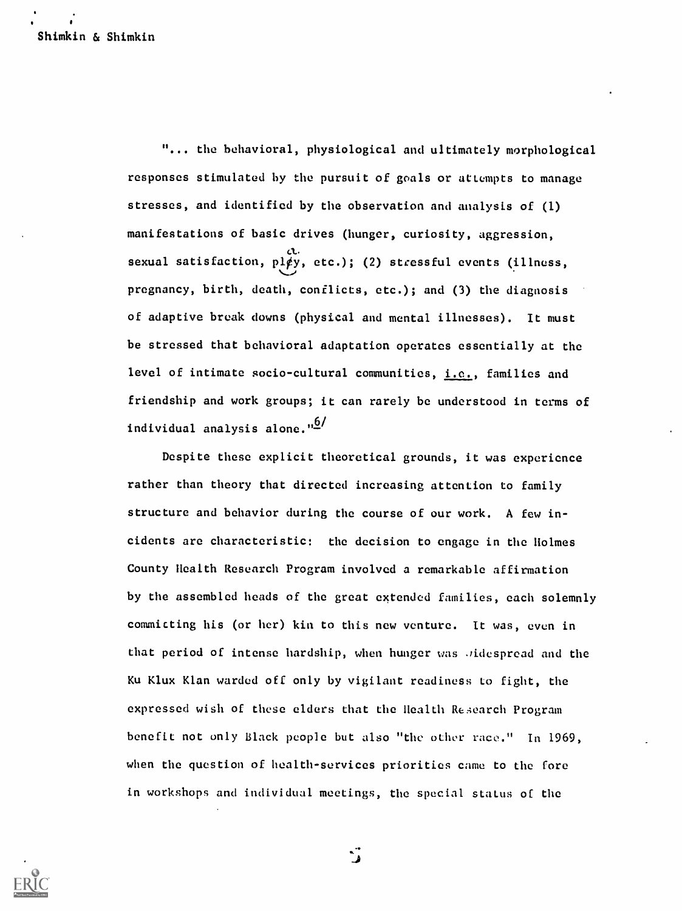"... the behavioral, physiological and ultimately morphological responses stimulated by the pursuit of goals or attempts to manage stresses, and identified by the observation and analysis of (1) manifestations of basic drives (hunger, curiosity, aggression, sexual satisfaction, play, etc.); (2) stressful events (illness, pregnancy, birth, death, conflicts, etc.); and (3) the diagnosis of adaptive break downs (physical and mental illnesses). It must be stressed that behavioral adaptation operates essentially at the level of intimate socio-cultural communities, i.e., families and friendship and work groups; it can rarely be understood in terms of individual analysis alone."[6]

Despite these explicit theoretical grounds, it was experience rather than theory that directed increasing attention to family structure and behavior during the course of our work. A few incidents are characteristic: the decision to engage in the Holmes County Health Research Program involved a remarkable affirmation by the assembled heads of the great extended families, each solemnly commiting his (or her) kin to this new venture. It was, even in that period of intense hardship, when hunger was widespread and the Ku Klux Klan warded off only by vigilant readiness to fight, the expressed wish of these elders that the Health Research Program benefit not only Black people but also "the other race." In 1969, when the question of health-services priorities came to the fore in workshops and individual meetings, the special status of the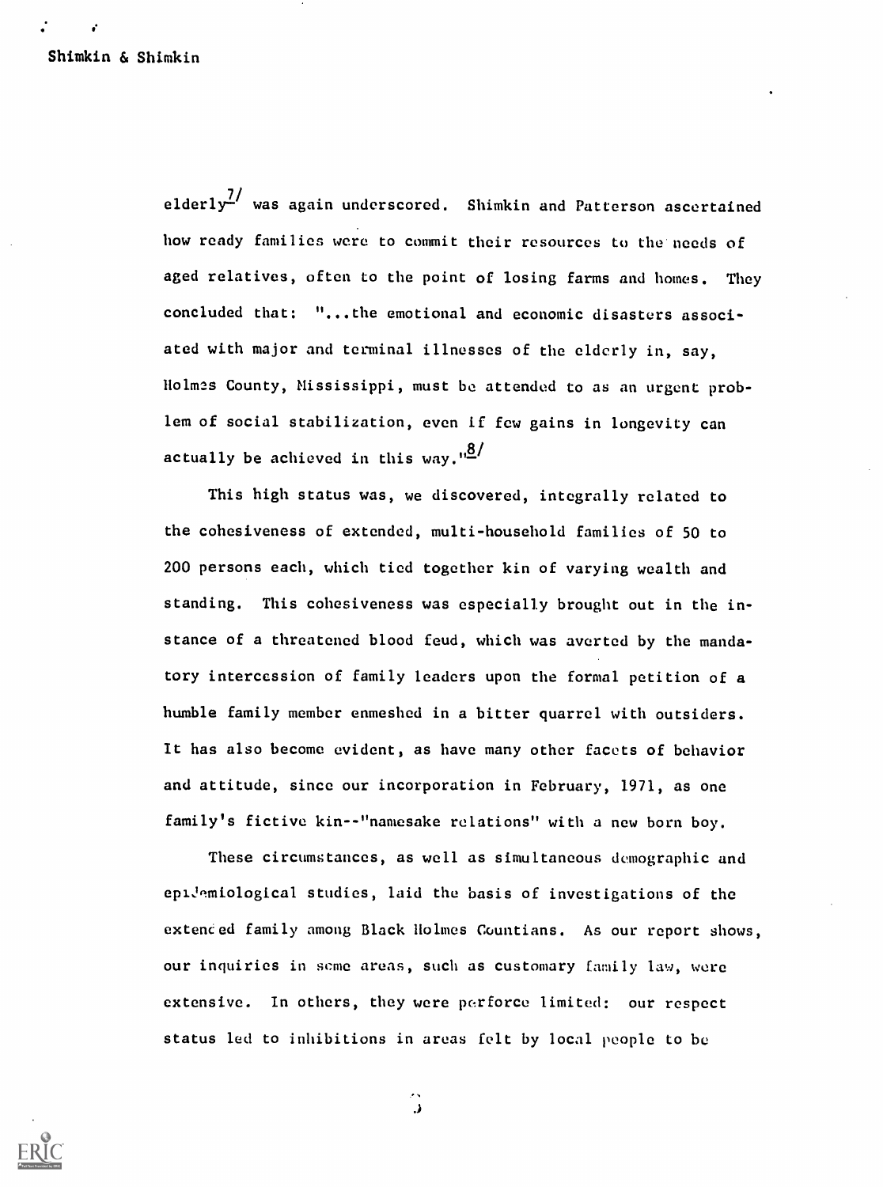elderly[7] was again underscored. Shimkin and Patterson ascertained how ready families were to commit their resources to the needs of aged relatives, often to the point of losing farms and homes. They concluded that: "...the emotional and economic disasters associated with major and terminal illnesses of the elderly in, say, Holmes County, Mississippi, must be attended to as an urgent problem of social stabilization, even if few gains in longevity can actually be achieved in this way."[8]

This high status was, we discovered, integrally related to the cohesiveness of extended, multi-household families of 50 to 200 persons each, which tied together kin of varying wealth and standing. This cohesiveness was especially brought out in the instance of a threatened blood feud, which was averted by the mandatory intercession of family leaders upon the formal petition of a humble family member enmeshed in a bitter quarrel with outsiders. It has also become evident, as have many other facets of behavior and attitude, since our incorporation in February, 1971, as one family's fictive kin--"namesake relations" with a new born boy.

These circumstances, as well as simultaneous demographic and epidemiological studies, laid the basis of investigations of the extended family among Black Holmes Countians. As our report shows, our inquiries in some areas, such as customary family law, were extensive. In others, they were perforce limited: our respect status led to inhibitions in areas felt by local people to be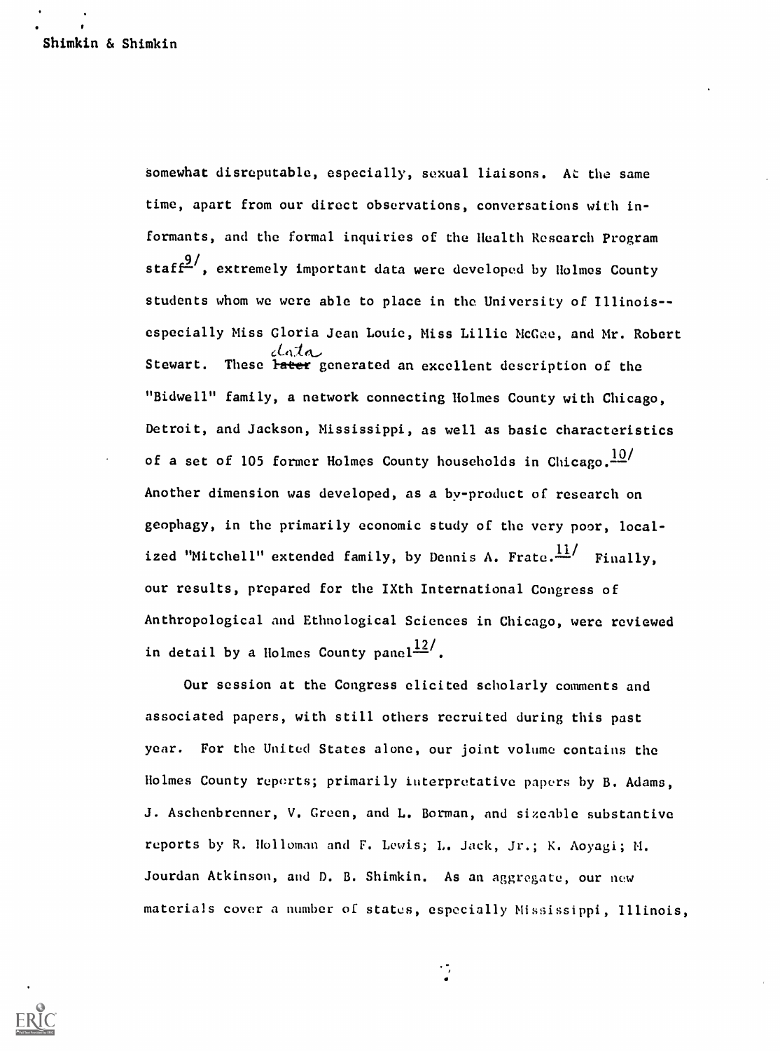somewhat disreputable, especially, sexual liaisons. At the same time, apart from our direct observations, conversations with informants, and the formal inquiries of the Health Research Program staff[9], extremely important data were developed by Holmes County students whom we were able to place in the University of Illinois--especially Miss Gloria Jean Louie, Miss Lillie McGee, and Mr. Robert Stewart. These data generated an excellent description of the "Bidwell" family, a network connecting Holmes County with Chicago, Detroit, and Jackson, Mississippi, as well as basic characteristics of a set of 105 former Holmes County households in Chicago.[10] Another dimension was developed, as a by-product of research on geophagy, in the primarily economic study of the very poor, localized "Mitchell" extended family, by Dennis A. Frate.[11] Finally, our results, prepared for the IXth International Congress of Anthropological and Ethnological Sciences in Chicago, were reviewed in detail by a Holmes County panel[12].

Our session at the Congress elicited scholarly comments and associated papers, with still others recruited during this past year. For the United States alone, our joint volume contains the Holmes County reports; primarily interpretative papers by B. Adams, J. Aschenbrenner, V. Green, and L. Borman, and sizeable substantive reports by R. Holloman and F. Lewis; L. Jack, Jr.; K. Aoyagi; M. Jourdan Atkinson, and D. B. Shimkin. As an aggregate, our new materials cover a number of states, especially Mississippi, Illinois,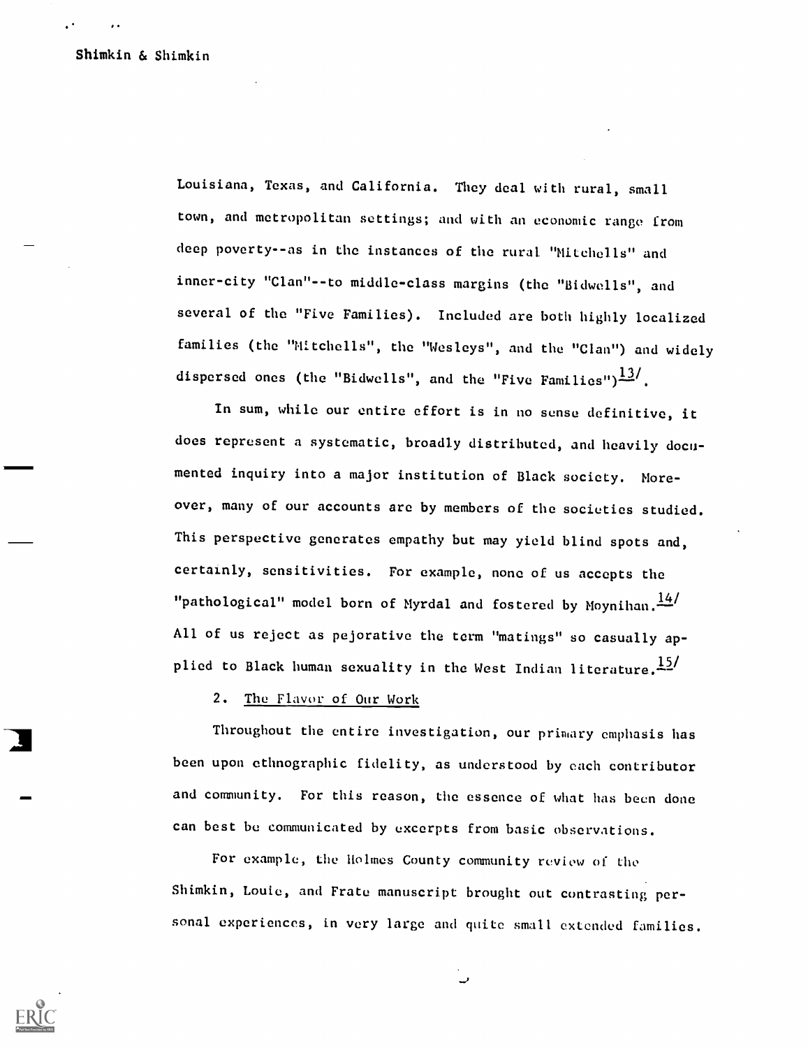Louisiana, Texas, and California. They deal with rural, small town, and metropolitan settings; and with an economic range from deep poverty--as in the instances of the rural "Mitchells" and inner-city "Clan"--to middle-class margins (the "Bidwells", and several of the "Five Families). Included are both highly localized families (the "Mitchells", the "Wesleys", and the "Clan") and widely dispersed ones (the "Bidwells", and the "Five Families")[13].

In sum, while our entire effort is in no sense definitive, it does represent a systematic, broadly distributed, and heavily documented inquiry into a major institution of Black society. Moreover, many of our accounts are by members of the societies studied. This perspective generates empathy but may yield blind spots and, certainly, sensitivities. For example, none of us accepts the "pathological" model born of Myrdal and fostered by Moynihan.[14] All of us reject as pejorative the term "matings" so casually applied to Black human sexuality in the West Indian literature.[15]

2. The Flavor of Our Work

Throughout the entire investigation, our primary emphasis has been upon ethnographic fidelity, as understood by each contributor and community. For this reason, the essence of what has been done can best be communicated by excerpts from basic observations.

For example, the Holmes County community review of the Shimkin, Louie, and Frate manuscript brought out contrasting personal experiences, in very large and quite small extended families.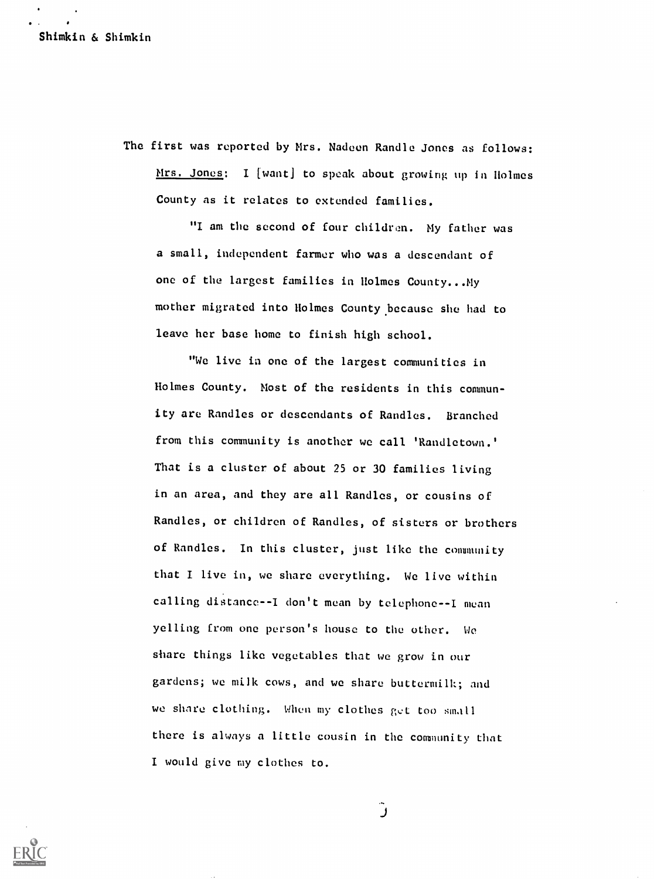The first was reported by Mrs. Nadeen Randle Jones as follows:

Mrs. Jones: I [want] to speak about growing up in Holmes County as it relates to extended families.

"I am the second of four children. My father was a small, independent farmer who was a descendant of one of the largest families in Holmes County...My mother migrated into Holmes County because she had to leave her base home to finish high school.

"We live in one of the largest communities in Holmes County. Most of the residents in this community are Randles or descendants of Randles. Branched from this community is another we call 'Randletown.' That is a cluster of about 25 or 30 families living in an area, and they are all Randles, or cousins of Randles, or children of Randles, of sisters or brothers of Randles. In this cluster, just like the community that I live in, we share everything. We live within calling distance--I don't mean by telephone--I mean yelling from one person's house to the other. We share things like vegetables that we grow in our gardens; we milk cows, and we share buttermilk; and we share clothing. When my clothes get too small there is always a little cousin in the community that I would give my clothes to.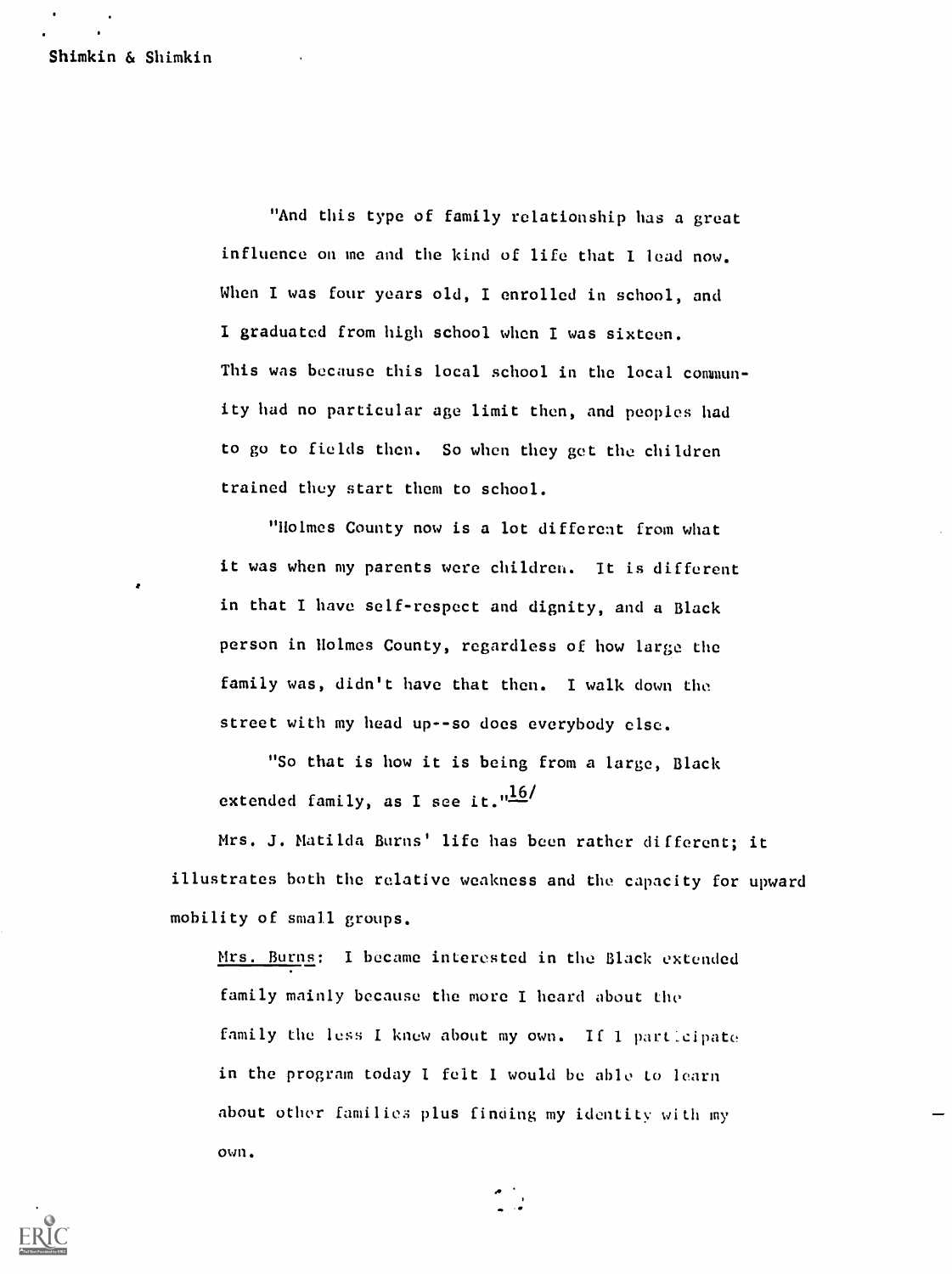"And this type of family relationship has a great influence on me and the kind of life that I lead now. When I was four years old, I enrolled in school, and I graduated from high school when I was sixteen. This was because this local school in the local community had no particular age limit then, and peoples had to go to fields then. So when they get the children trained they start them to school.

"Holmes County now is a lot different from what it was when my parents were children. It is different in that I have self-respect and dignity, and a Black person in Holmes County, regardless of how large the family was, didn't have that then. I walk down the street with my head up--so does everybody else.

"So that is how it is being from a large, Black extended family, as I see it."[16]

Mrs. J. Matilda Burns' life has been rather different; it illustrates both the relative weakness and the capacity for upward mobility of small groups.

Mrs. Burns: I became interested in the Black extended family mainly because the more I heard about the family the less I knew about my own. If I participate in the program today I felt I would be able to learn about other families plus finding my identity with my own.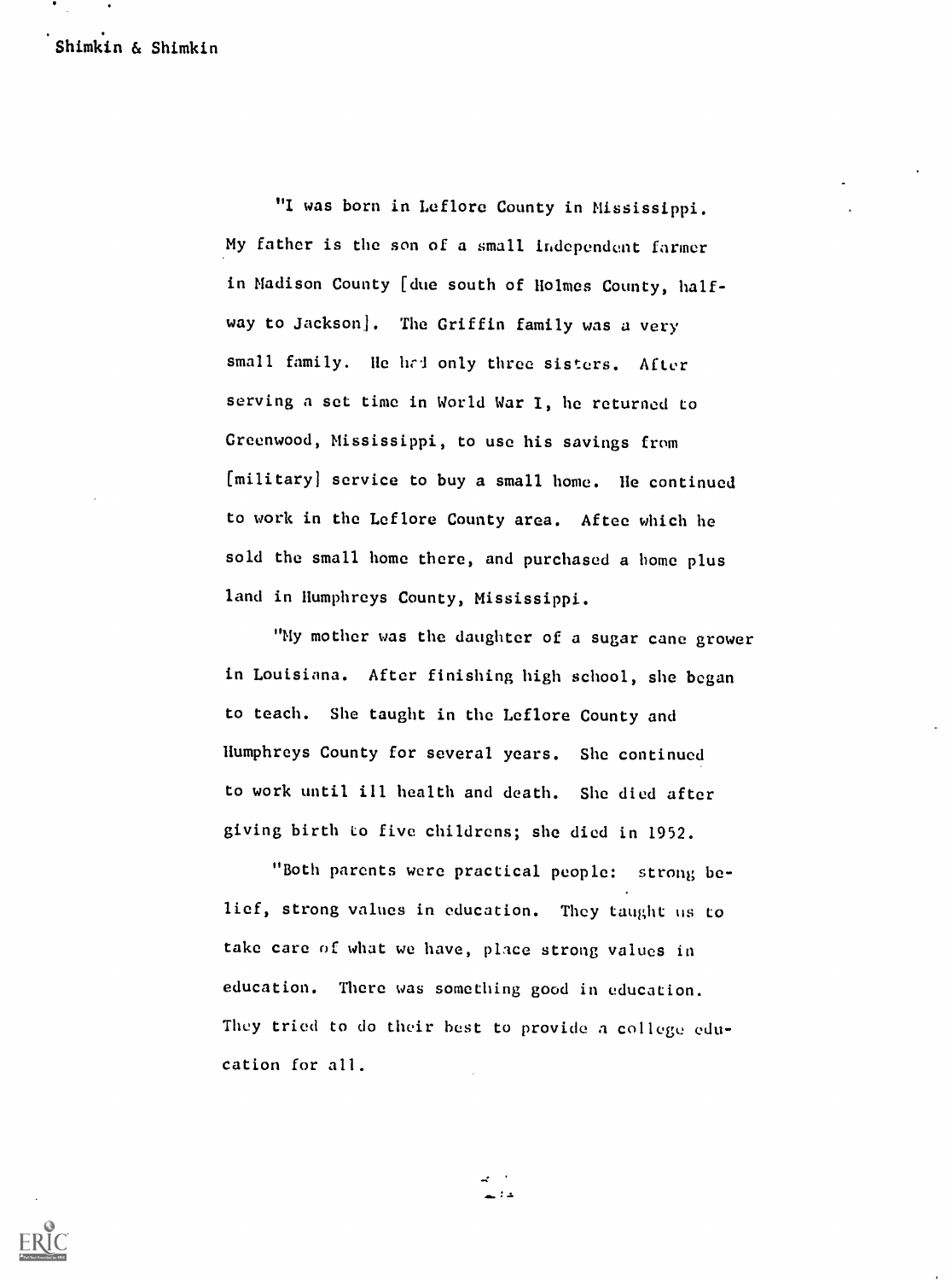"I was born in Leflore County in Mississippi. My father is the son of a small independent farmer in Madison County [due south of Holmes County, half-way to Jackson]. The Griffin family was a very small family. He had only three sisters. After serving a set time in World War I, he returned to Greenwood, Mississippi, to use his savings from [military] service to buy a small home. He continued to work in the Leflore County area. Aftee which he sold the small home there, and purchased a home plus land in Humphreys County, Mississippi.

"My mother was the daughter of a sugar cane grower in Louisiana. After finishing high school, she began to teach. She taught in the Leflore County and Humphreys County for several years. She continued to work until ill health and death. She died after giving birth to five childrens; she died in 1952.

"Both parents were practical people: strong belief, strong values in education. They taught us to take care of what we have, place strong values in education. There was something good in education. They tried to do their best to provide a college education for all.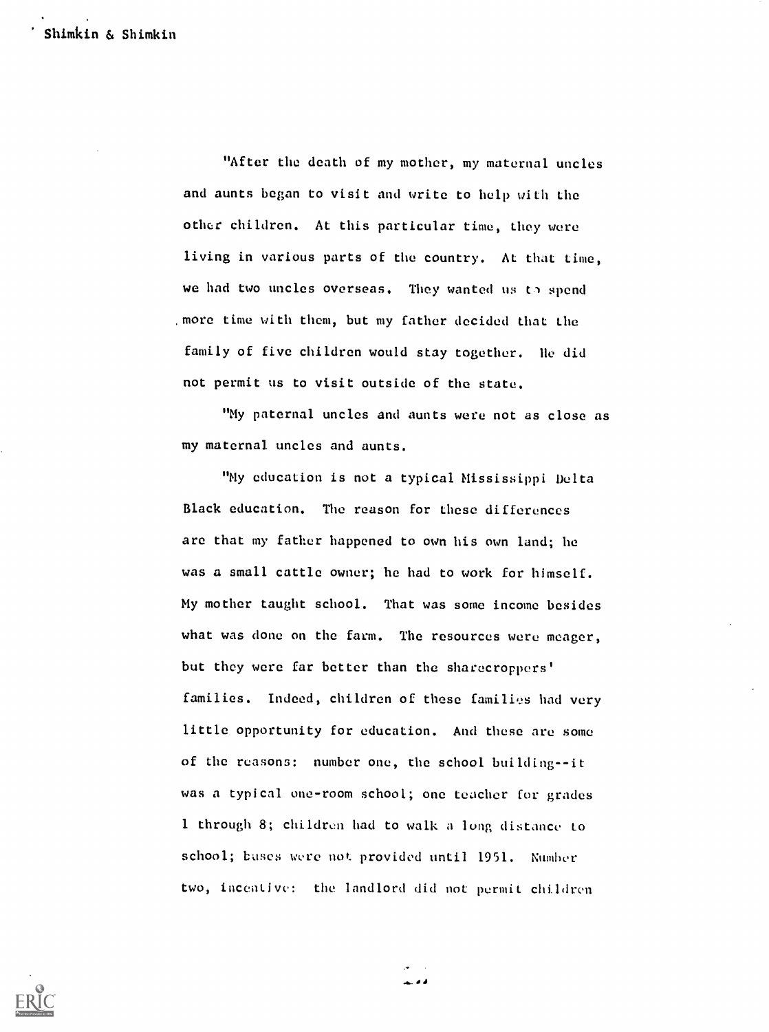"After the death of my mother, my maternal uncles and aunts began to visit and write to help with the other children. At this particular time, they were living in various parts of the country. At that time, we had two uncles overseas. They wanted us to spend more time with them, but my father decided that the family of five children would stay together. He did not permit us to visit outside of the state.

"My paternal uncles and aunts were not as close as my maternal uncles and aunts.

"My education is not a typical Mississippi Delta Black education. The reason for these differences are that my father happened to own his own land; he was a small cattle owner; he had to work for himself. My mother taught school. That was some income besides what was done on the farm. The resources were meager, but they were far better than the sharecroppers' families. Indeed, children of these families had very little opportunity for education. And these are some of the reasons: number one, the school building--it was a typical one-room school; one teacher for grades 1 through 8; children had to walk a long distance to school; buses were not provided until 1951. Number two, incentive: the landlord did not permit children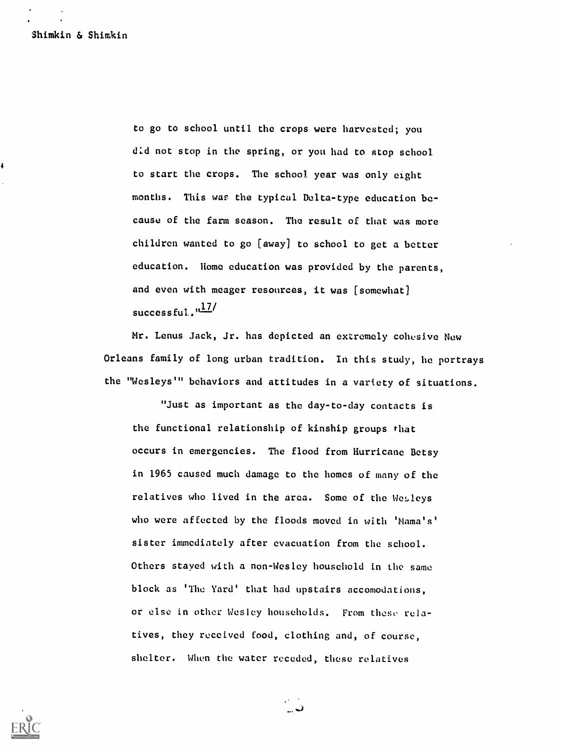> to go to school until the crops were harvested; you did not stop in the spring, or you had to stop school to start the crops. The school year was only eight months. This was the typical Delta-type education because of the farm season. The result of that was more children wanted to go [away] to school to get a better education. Home education was provided by the parents, and even with meager resources, it was [somewhat] successful."[17]

Mr. Lenus Jack, Jr. has depicted an extremely cohesive New Orleans family of long urban tradition. In this study, he portrays the "Wesleys'" behaviors and attitudes in a variety of situations.

> "Just as important as the day-to-day contacts is the functional relationship of kinship groups that occurs in emergencies. The flood from Hurricane Betsy in 1965 caused much damage to the homes of many of the relatives who lived in the area. Some of the Wesleys who were affected by the floods moved in with 'Mama's' sister immediately after evacuation from the school. Others stayed with a non-Wesley household in the same block as 'The Yard' that had upstairs accomodations, or else in other Wesley households. From these relatives, they received food, clothing and, of course, shelter. When the water receded, these relatives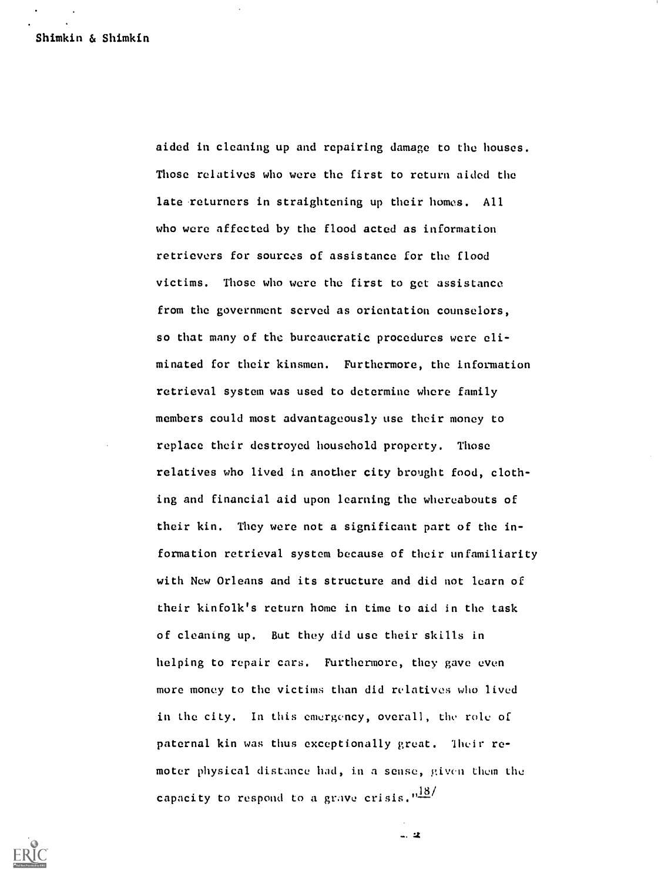aided in cleaning up and repairing damage to the houses. Those relatives who were the first to return aided the late returners in straightening up their homes. All who were affected by the flood acted as information retrievers for sources of assistance for the flood victims. Those who were the first to get assistance from the government served as orientation counselors, so that many of the bureaucratic procedures were eliminated for their kinsmen. Furthermore, the information retrieval system was used to determine where family members could most advantageously use their money to replace their destroyed household property. Those relatives who lived in another city brought food, clothing and financial aid upon learning the whereabouts of their kin. They were not a significant part of the information retrieval system because of their unfamiliarity with New Orleans and its structure and did not learn of their kinfolk's return home in time to aid in the task of cleaning up. But they did use their skills in helping to repair cars. Furthermore, they gave even more money to the victims than did relatives who lived in the city. In this emergency, overall, the role of paternal kin was thus exceptionally great. Their remoter physical distance had, in a sense, given them the capacity to respond to a grave crisis."[18]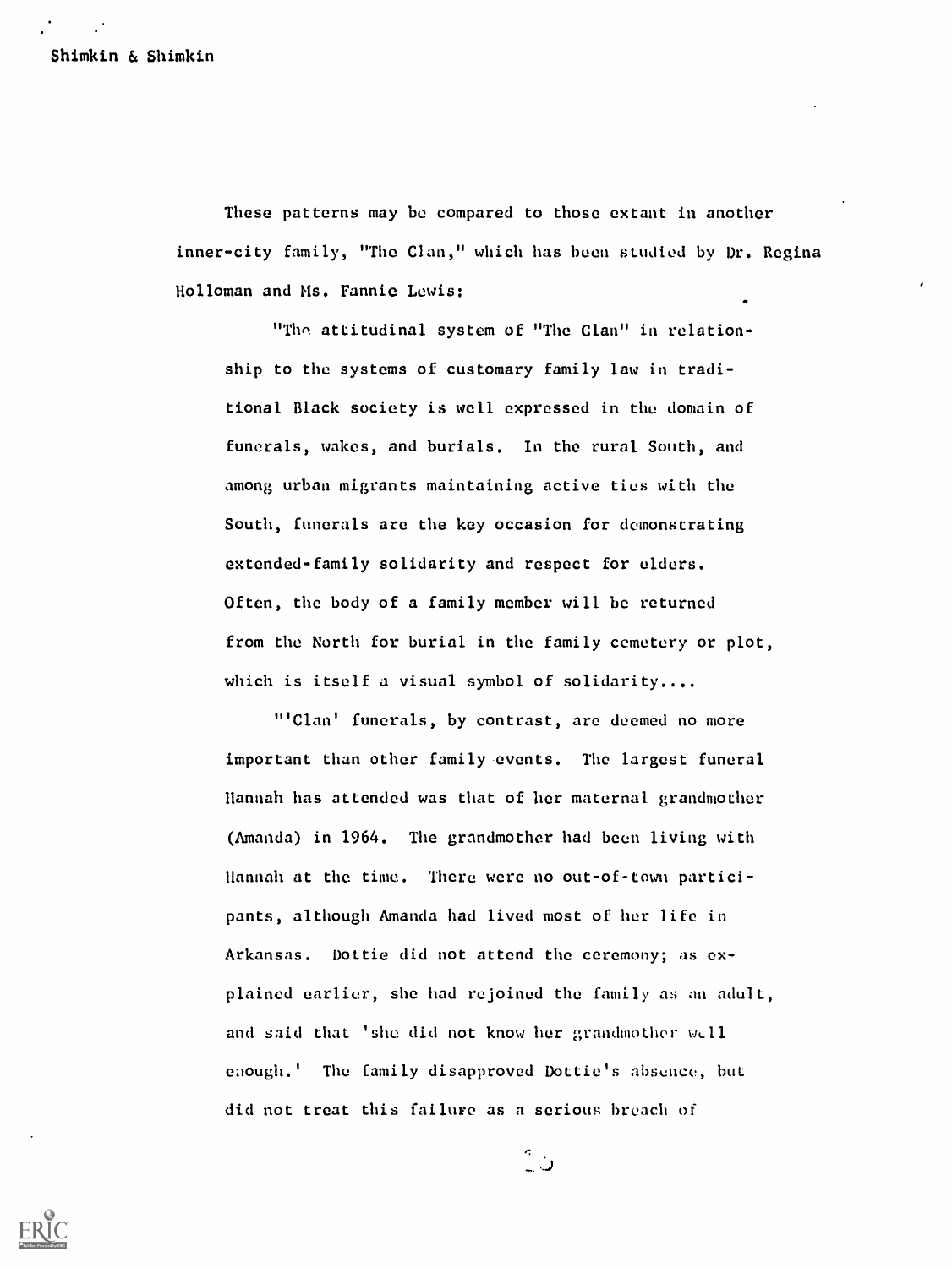These patterns may be compared to those extant in another inner-city family, "The Clan," which has been studied by Dr. Regina Holloman and Ms. Fannie Lewis:

> "The attitudinal system of "The Clan" in relationship to the systems of customary family law in traditional Black society is well expressed in the domain of funerals, wakes, and burials. In the rural South, and among urban migrants maintaining active ties with the South, funerals are the key occasion for demonstrating extended-family solidarity and respect for elders. Often, the body of a family member will be returned from the North for burial in the family cemetery or plot, which is itself a visual symbol of solidarity....
>
> "'Clan' funerals, by contrast, are deemed no more important than other family events. The largest funeral Hannah has attended was that of her maternal grandmother (Amanda) in 1964. The grandmother had been living with Hannah at the time. There were no out-of-town participants, although Amanda had lived most of her life in Arkansas. Dottie did not attend the ceremony; as explained earlier, she had rejoined the family as an adult, and said that 'she did not know her grandmother well enough.' The family disapproved Dottie's absence, but did not treat this failure as a serious breach of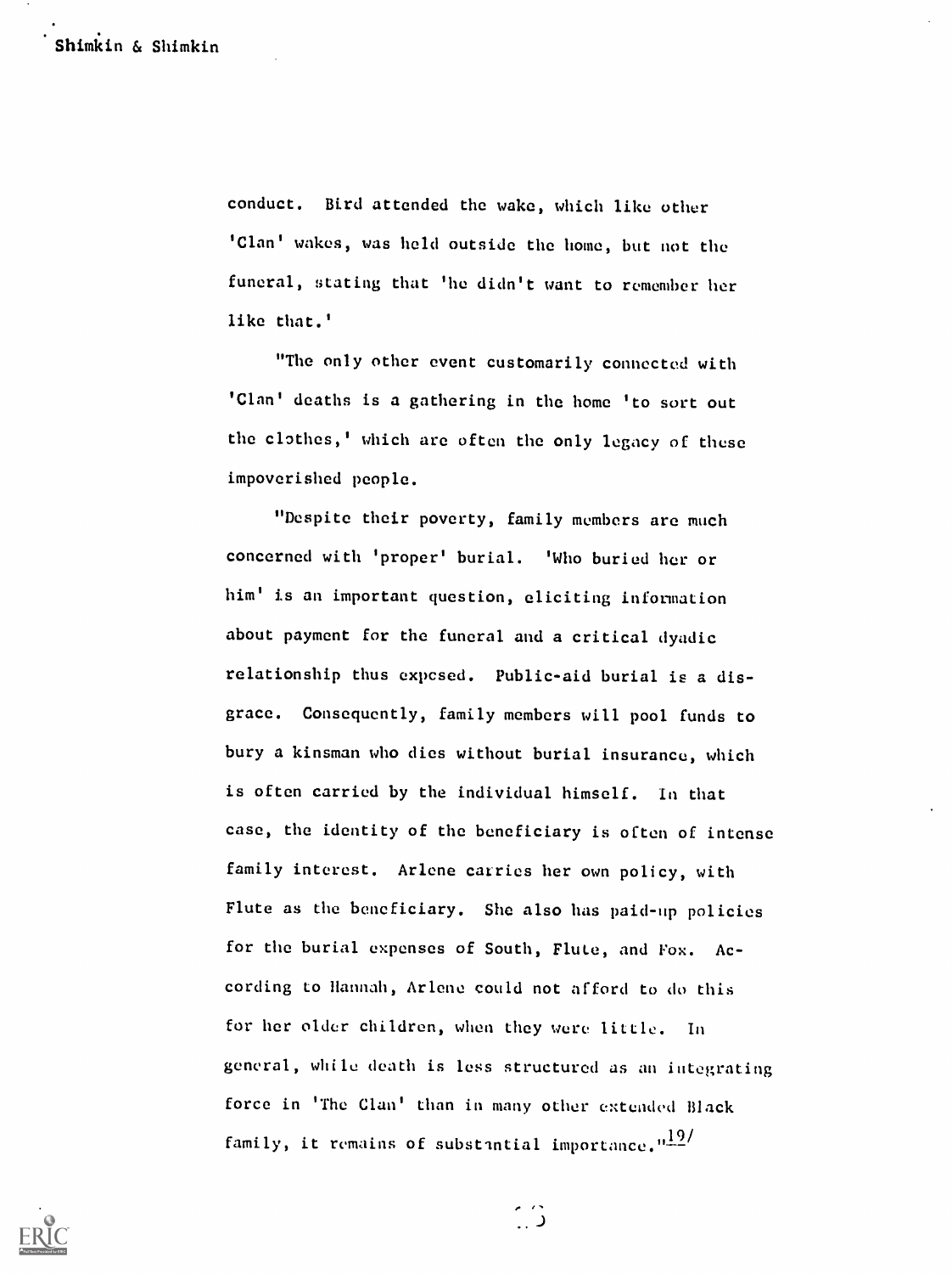conduct. Bird attended the wake, which like other 'Clan' wakes, was held outside the home, but not the funeral, stating that 'he didn't want to remember her like that.'

"The only other event customarily connected with 'Clan' deaths is a gathering in the home 'to sort out the clothes,' which are often the only legacy of these impoverished people.

"Despite their poverty, family members are much concerned with 'proper' burial. 'Who buried her or him' is an important question, eliciting information about payment for the funeral and a critical dyadic relationship thus exposed. Public-aid burial is a disgrace. Consequently, family members will pool funds to bury a kinsman who dies without burial insurance, which is often carried by the individual himself. In that case, the identity of the beneficiary is often of intense family interest. Arlene carries her own policy, with Flute as the beneficiary. She also has paid-up policies for the burial expenses of South, Flute, and Fox. According to Hannah, Arlene could not afford to do this for her older children, when they were little. In general, while death is less structured as an integrating force in 'The Clan' than in many other extended Black family, it remains of substantial importance."[19]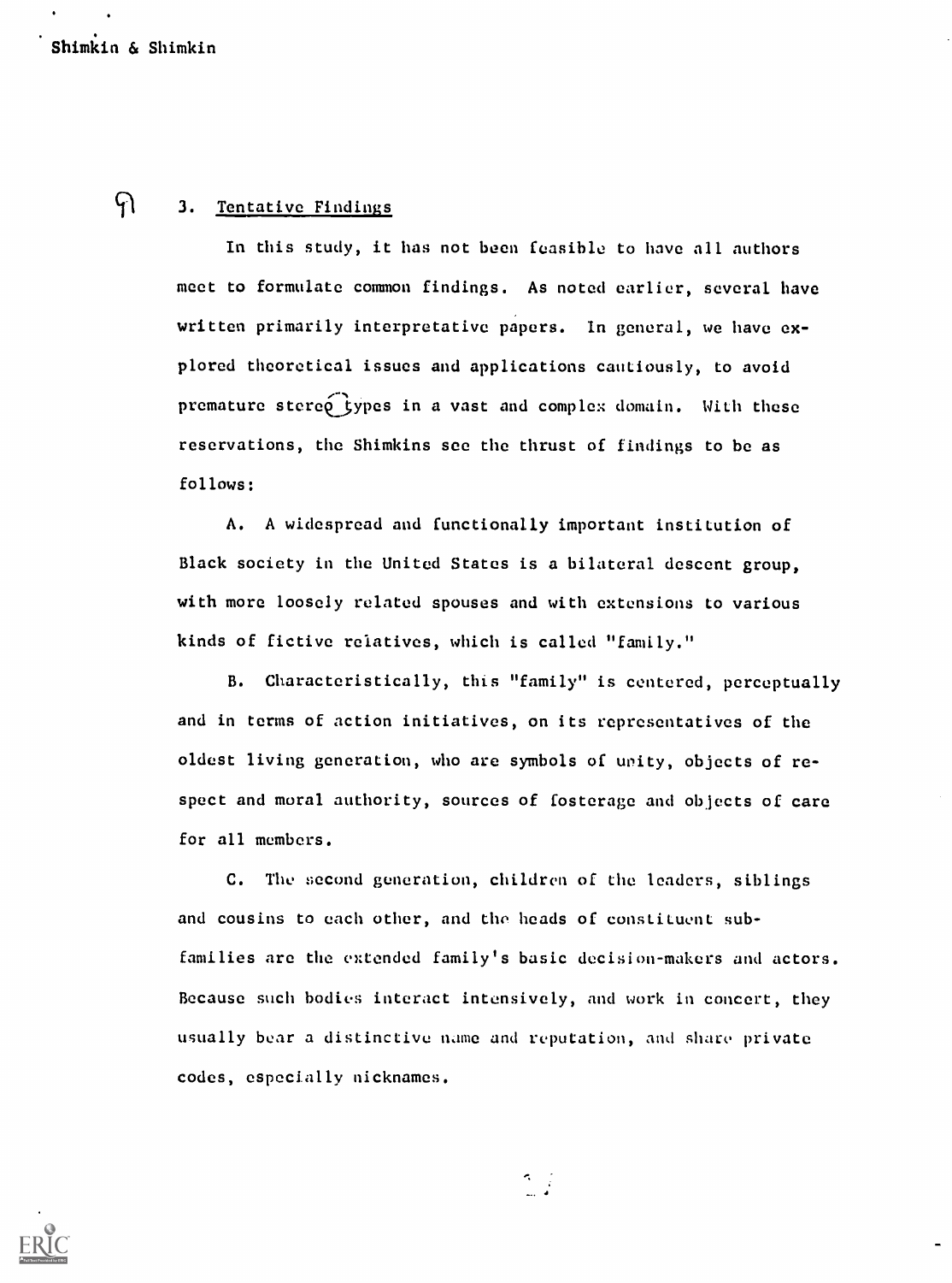### 3. Tentative Findings

In this study, it has not been feasible to have all authors meet to formulate common findings. As noted earlier, several have written primarily interpretative papers. In general, we have explored theoretical issues and applications cautiously, to avoid premature stereotypes in a vast and complex domain. With these reservations, the Shimkins see the thrust of findings to be as follows:

A. A widespread and functionally important institution of Black society in the United States is a bilateral descent group, with more loosely related spouses and with extensions to various kinds of fictive relatives, which is called "family."

B. Characteristically, this "family" is centered, perceptually and in terms of action initiatives, on its representatives of the oldest living generation, who are symbols of unity, objects of respect and moral authority, sources of fosterage and objects of care for all members.

C. The second generation, children of the leaders, siblings and cousins to each other, and the heads of constituent subfamilies are the extended family's basic decision-makers and actors. Because such bodies interact intensively, and work in concert, they usually bear a distinctive name and reputation, and share private codes, especially nicknames.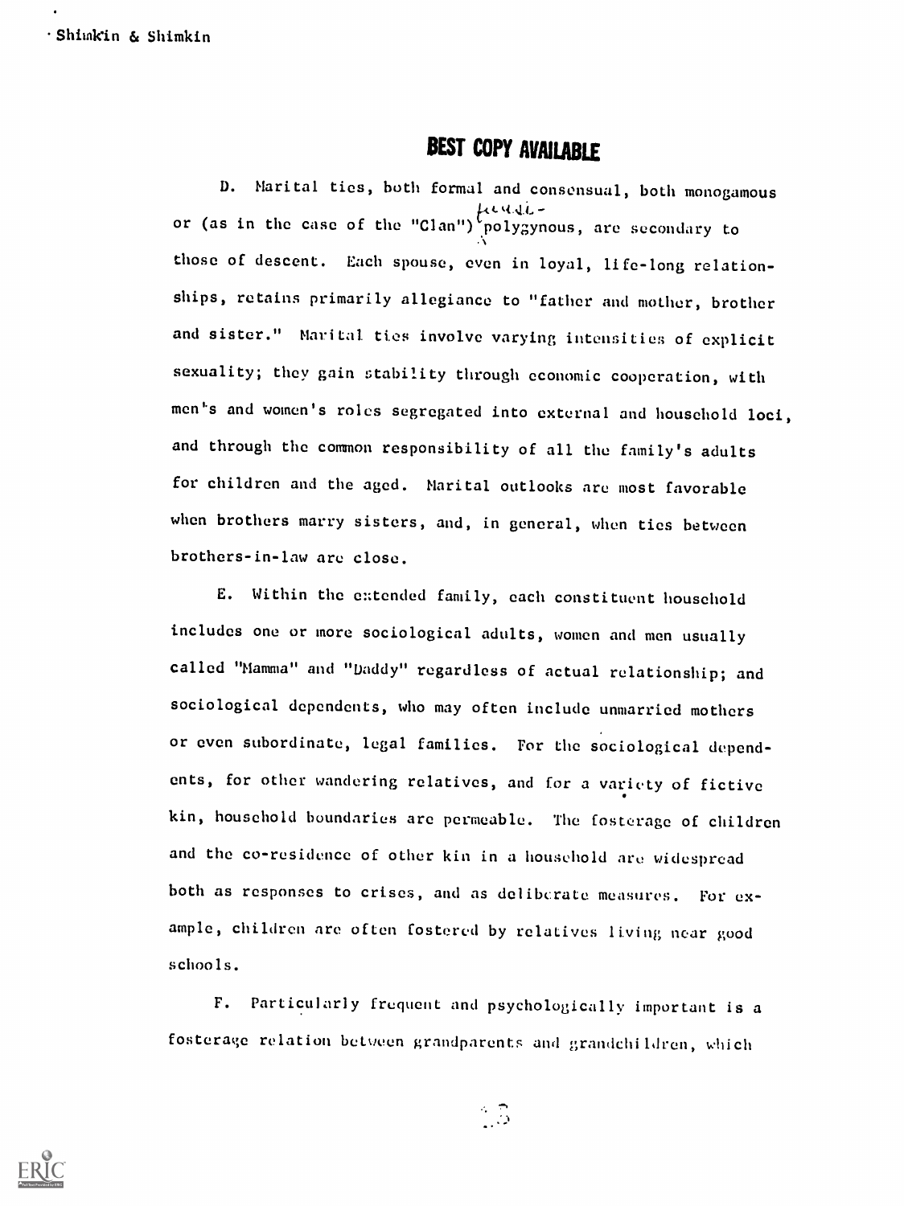**BEST COPY AVAILABLE**

D. Marital ties, both formal and consensual, both monogamous or (as in the case of the "Clan") polygynous, are secondary to those of descent. Each spouse, even in loyal, life-long relationships, retains primarily allegiance to "father and mother, brother and sister." Marital ties involve varying intensities of explicit sexuality; they gain stability through economic cooperation, with men's and women's roles segregated into external and household loci, and through the common responsibility of all the family's adults for children and the aged. Marital outlooks are most favorable when brothers marry sisters, and, in general, when ties between brothers-in-law are close.

E. Within the extended family, each constituent household includes one or more sociological adults, women and men usually called "Mamma" and "Daddy" regardless of actual relationship; and sociological dependents, who may often include unmarried mothers or even subordinate, legal families. For the sociological dependents, for other wandering relatives, and for a variety of fictive kin, household boundaries are permeable. The fosterage of children and the co-residence of other kin in a household are widespread both as responses to crises, and as deliberate measures. For example, children are often fostered by relatives living near good schools.

F. Particularly frequent and psychologically important is a fosterage relation between grandparents and grandchildren, which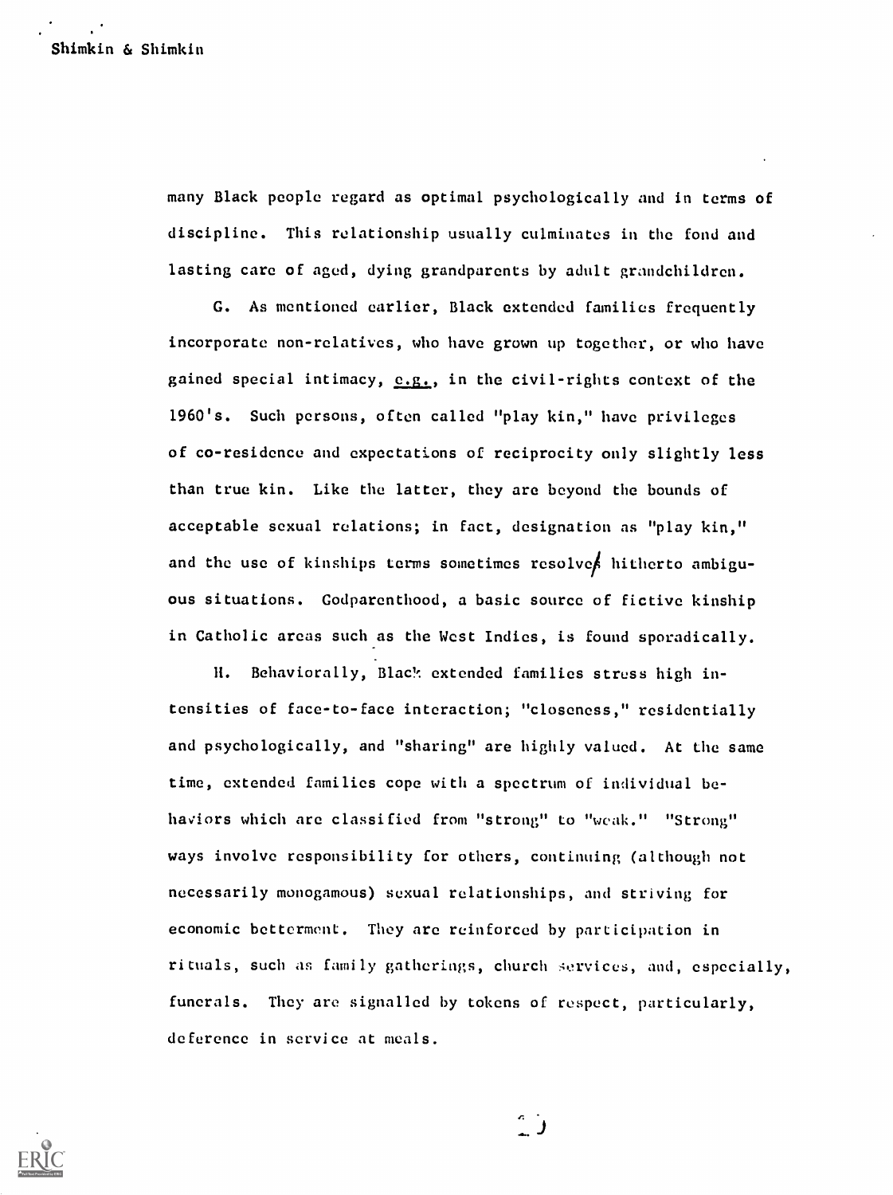many Black people regard as optimal psychologically and in terms of discipline. This relationship usually culminates in the fond and lasting care of aged, dying grandparents by adult grandchildren.

G. As mentioned earlier, Black extended families frequently incorporate non-relatives, who have grown up together, or who have gained special intimacy, e.g., in the civil-rights context of the 1960's. Such persons, often called "play kin," have privileges of co-residence and expectations of reciprocity only slightly less than true kin. Like the latter, they are beyond the bounds of acceptable sexual relations; in fact, designation as "play kin," and the use of kinships terms sometimes resolve hitherto ambiguous situations. Godparenthood, a basic source of fictive kinship in Catholic areas such as the West Indies, is found sporadically.

H. Behaviorally, Black extended families stress high intensities of face-to-face interaction; "closeness," residentially and psychologically, and "sharing" are highly valued. At the same time, extended families cope with a spectrum of individual behaviors which are classified from "strong" to "weak." "Strong" ways involve responsibility for others, continuing (although not necessarily monogamous) sexual relationships, and striving for economic betterment. They are reinforced by participation in rituals, such as family gatherings, church services, and, especially, funerals. They are signalled by tokens of respect, particularly, deference in service at meals.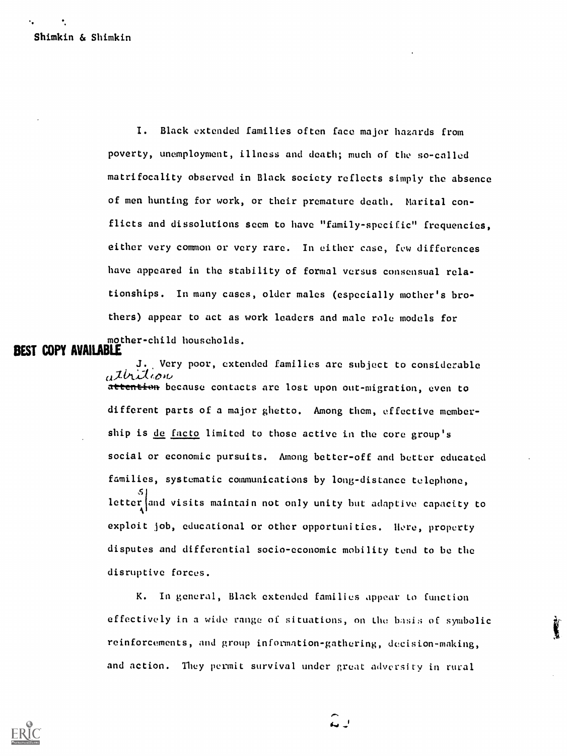I. Black extended families often face major hazards from poverty, unemployment, illness and death; much of the so-called matrifocality observed in Black society reflects simply the absence of men hunting for work, or their premature death. Marital conflicts and dissolutions seem to have "family-specific" frequencies, either very common or very rare. In either case, few differences have appeared in the stability of formal versus consensual relationships. In many cases, older males (especially mother's brothers) appear to act as work leaders and male role models for mother-child households.

BEST COPY AVAILABLE

J. Very poor, extended families are subject to considerable attrition because contacts are lost upon out-migration, even to different parts of a major ghetto. Among them, effective membership is _de facto_ limited to those active in the core group's social or economic pursuits. Among better-off and better educated families, systematic communications by long-distance telephone, letters and visits maintain not only unity but adaptive capacity to exploit job, educational or other opportunities. Here, property disputes and differential socio-economic mobility tend to be the disruptive forces.

K. In general, Black extended families appear to function effectively in a wide range of situations, on the basis of symbolic reinforcements, and group information-gathering, decision-making, and action. They permit survival under great adversity in rural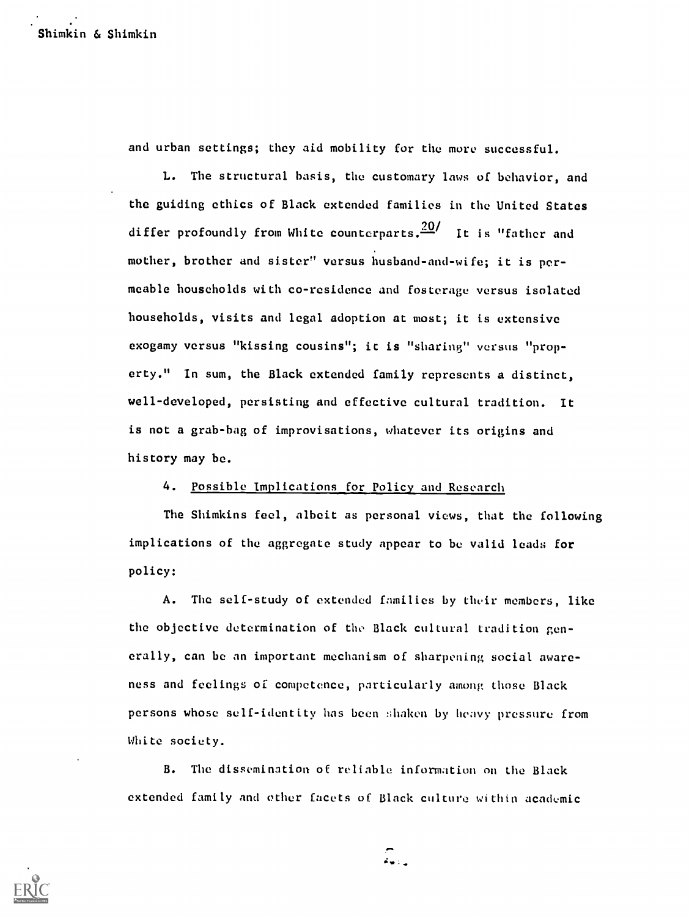and urban settings; they aid mobility for the more successful.

L. The structural basis, the customary laws of behavior, and the guiding ethics of Black extended families in the United States differ profoundly from White counterparts.[20] It is "father and mother, brother and sister" versus husband-and-wife; it is permeable households with co-residence and fosterage versus isolated households, visits and legal adoption at most; it is extensive exogamy versus "kissing cousins"; it is "sharing" versus "property." In sum, the Black extended family represents a distinct, well-developed, persisting and effective cultural tradition. It is not a grab-bag of improvisations, whatever its origins and history may be.

4. Possible Implications for Policy and Research

The Shimkins feel, albeit as personal views, that the following implications of the aggregate study appear to be valid leads for policy:

A. The self-study of extended families by their members, like the objective determination of the Black cultural tradition generally, can be an important mechanism of sharpening social awareness and feelings of competence, particularly among those Black persons whose self-identity has been shaken by heavy pressure from White society.

B. The dissemination of reliable information on the Black extended family and other facets of Black culture within academic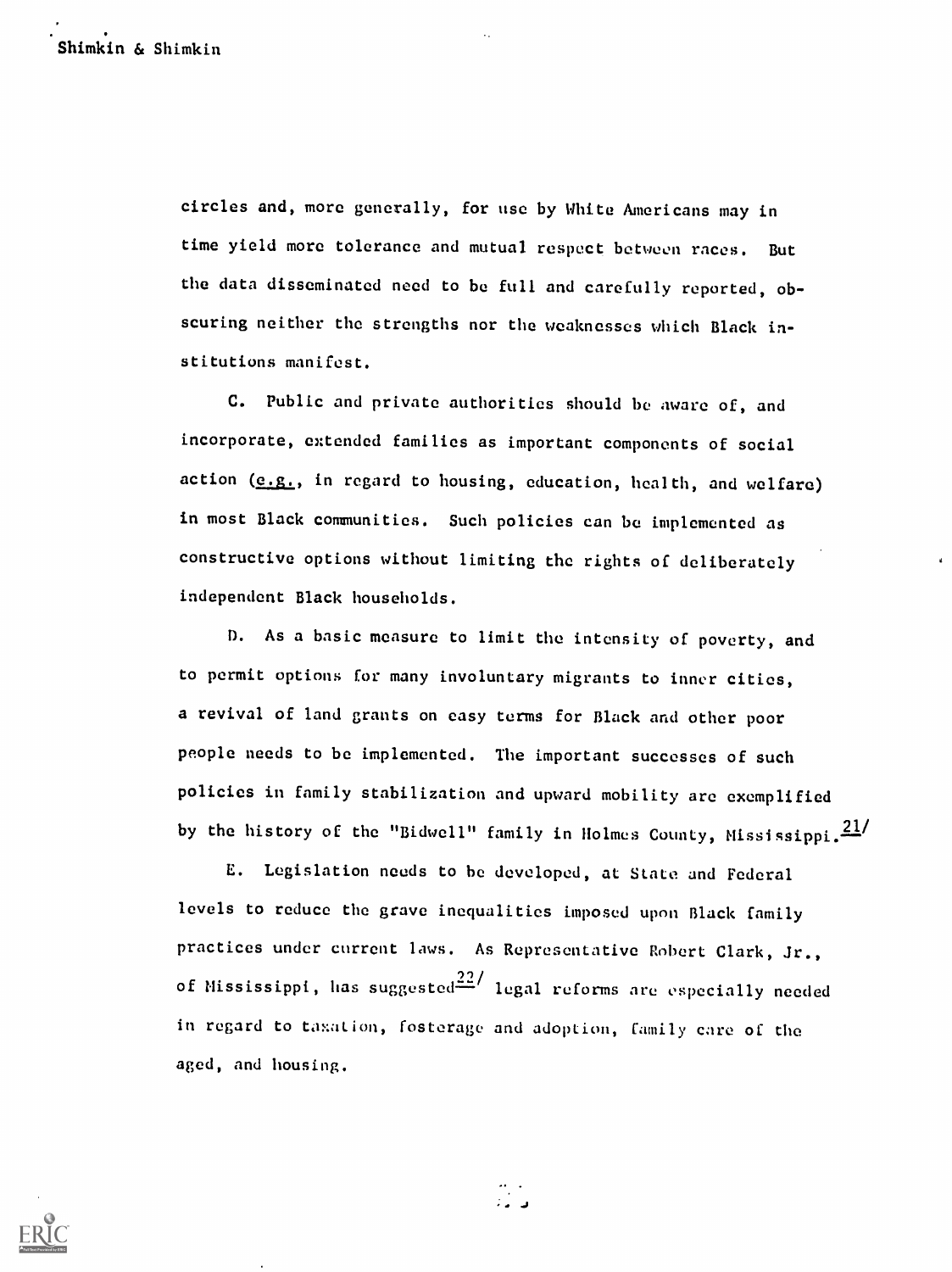circles and, more generally, for use by White Americans may in time yield more tolerance and mutual respect between races. But the data disseminated need to be full and carefully reported, obscuring neither the strengths nor the weaknesses which Black institutions manifest.

C. Public and private authorities should be aware of, and incorporate, extended families as important components of social action (*e.g.*, in regard to housing, education, health, and welfare) in most Black communities. Such policies can be implemented as constructive options without limiting the rights of deliberately independent Black households.

D. As a basic measure to limit the intensity of poverty, and to permit options for many involuntary migrants to inner cities, a revival of land grants on easy terms for Black and other poor people needs to be implemented. The important successes of such policies in family stabilization and upward mobility are exemplified by the history of the "Bidwell" family in Holmes County, Mississippi.[21]

E. Legislation needs to be developed, at State and Federal levels to reduce the grave inequalities imposed upon Black family practices under current laws. As Representative Robert Clark, Jr., of Mississippi, has suggested[22] legal reforms are especially needed in regard to taxation, fosterage and adoption, family care of the aged, and housing.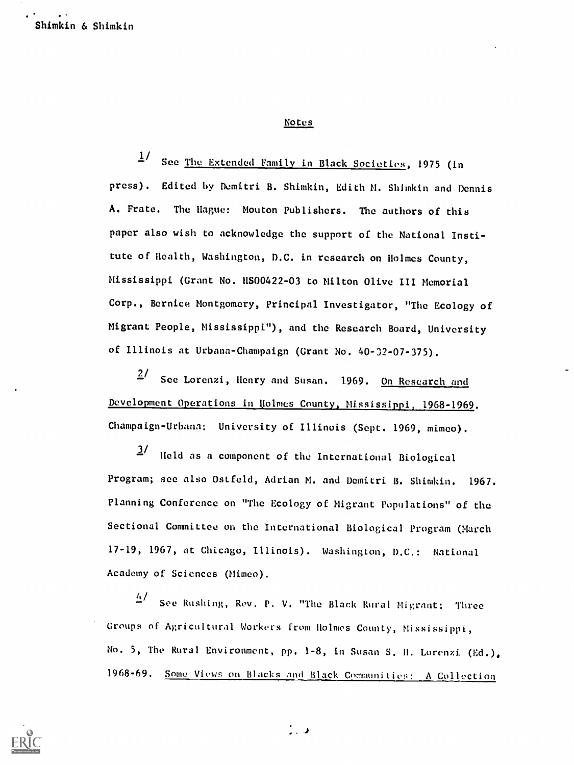## Notes

1/ See The Extended Family in Black Societies, 1975 (in press). Edited by Demitri B. Shimkin, Edith M. Shimkin and Dennis A. Frate. The Hague: Mouton Publishers. The authors of this paper also wish to acknowledge the support of the National Institute of Health, Washington, D.C. in research on Holmes County, Mississippi (Grant No. HS00422-03 to Milton Olive III Memorial Corp., Bernice Montgomery, Principal Investigator, "The Ecology of Migrant People, Mississippi"), and the Research Board, University of Illinois at Urbana-Champaign (Grant No. 40-32-07-375).

2/ See Lorenzi, Henry and Susan. 1969. On Research and Development Operations in Holmes County, Mississippi, 1968-1969. Champaign-Urbana: University of Illinois (Sept. 1969, mimeo).

3/ Held as a component of the International Biological Program; see also Ostfeld, Adrian M. and Demitri B. Shimkin. 1967. Planning Conference on "The Ecology of Migrant Populations" of the Sectional Committee on the International Biological Program (March 17-19, 1967, at Chicago, Illinois). Washington, D.C.: National Academy of Sciences (Mimeo).

4/ See Rushing, Rev. P. V. "The Black Rural Migrant: Three Groups of Agricultural Workers from Holmes County, Mississippi, No. 5, The Rural Environment, pp. 1-8, in Susan S. H. Lorenzi (Ed.), 1968-69. Some Views on Blacks and Black Communities: A Collection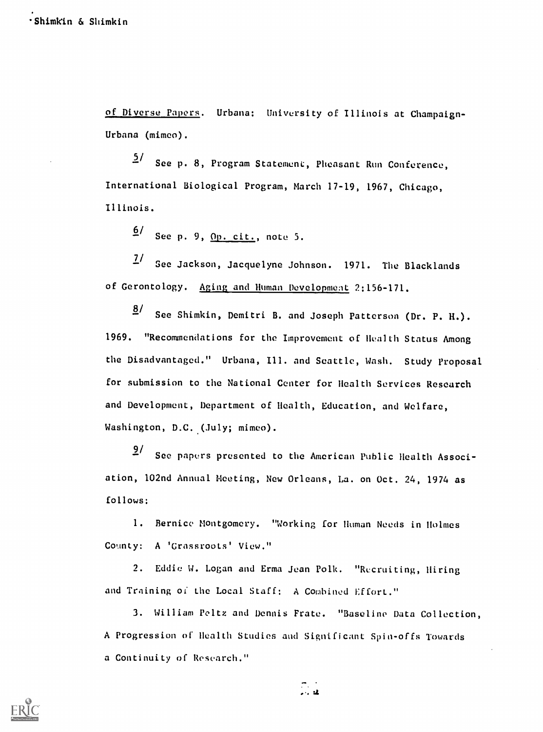of <u>Diverse Papers</u>. Urbana: University of Illinois at Champaign-Urbana (mimeo).

[5] See p. 8, Program Statement, Pheasant Run Conference, International Biological Program, March 17-19, 1967, Chicago, Illinois.

[6] See p. 9, <u>Op. cit.</u>, note 5.

[7] See Jackson, Jacquelyne Johnson. 1971. The Blacklands of Gerontology. <u>Aging and Human Development</u> 2:156-171.

[8] See Shimkin, Demitri B. and Joseph Patterson (Dr. P. H.). 1969. "Recommendations for the Improvement of Health Status Among the Disadvantaged." Urbana, Ill. and Seattle, Wash. Study Proposal for submission to the National Center for Health Services Research and Development, Department of Health, Education, and Welfare, Washington, D.C. (July; mimeo).

[9] See papers presented to the American Public Health Association, 102nd Annual Meeting, New Orleans, La. on Oct. 24, 1974 as follows:

1. Bernice Montgomery. "Working for Human Needs in Holmes County: A 'Grassroots' View."

2. Eddie W. Logan and Erma Jean Polk. "Recruiting, Hiring and Training of the Local Staff: A Combined Effort."

3. William Peltz and Dennis Frate. "Baseline Data Collection, A Progression of Health Studies and Significant Spin-offs Towards a Continuity of Research."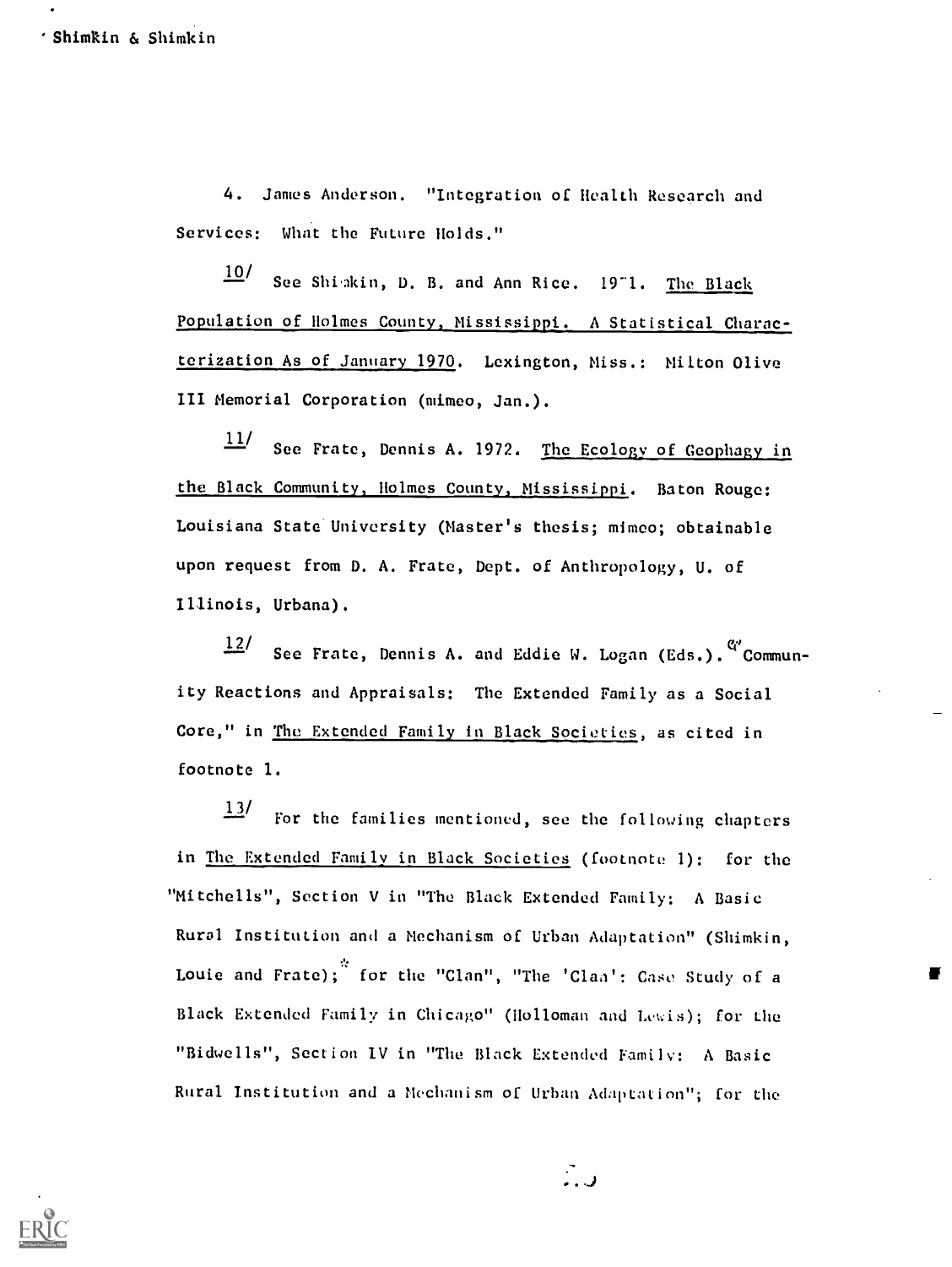4. James Anderson. "Integration of Health Research and Services: What the Future Holds."

10/ See Shimkin, D. B. and Ann Rice. 19"1. The Black Population of Holmes County, Mississippi. A Statistical Characterization As of January 1970. Lexington, Miss.: Milton Olive III Memorial Corporation (mimeo, Jan.).

11/ See Frate, Dennis A. 1972. The Ecology of Geophagy in the Black Community, Holmes County, Mississippi. Baton Rouge: Louisiana State University (Master's thesis; mimeo; obtainable upon request from D. A. Frate, Dept. of Anthropology, U. of Illinois, Urbana).

12/ See Frate, Dennis A. and Eddie W. Logan (Eds.). "Community Reactions and Appraisals: The Extended Family as a Social Core," in The Extended Family in Black Societies, as cited in footnote 1.

13/ For the families mentioned, see the following chapters in The Extended Family in Black Societies (footnote 1): for the "Mitchells", Section V in "The Black Extended Family: A Basic Rural Institution and a Mechanism of Urban Adaptation" (Shimkin, Louie and Frate); for the "Clan", "The 'Clan': Case Study of a Black Extended Family in Chicago" (Holloman and Lewis); for the "Bidwells", Section IV in "The Black Extended Family: A Basic Rural Institution and a Mechanism of Urban Adaptation"; for the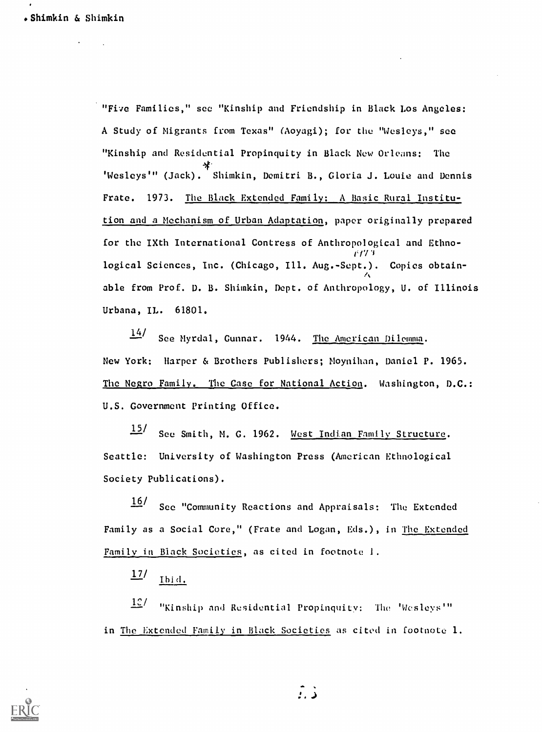"Five Families," see "Kinship and Friendship in Black Los Angeles: A Study of Migrants from Texas" (Aoyagi); for the "Wesleys," see "Kinship and Residential Propinquity in Black New Orleans: The 'Wesleys'" (Jack). * Shimkin, Demitri B., Gloria J. Louie and Dennis Frate. 1973. The Black Extended Family: A Basic Rural Institution and a Mechanism of Urban Adaptation, paper originally prepared for the IXth International Contress of Anthropological and Ethnological Sciences, Inc. (Chicago, Ill. Aug.-Sept.). Copies obtainable from Prof. D. B. Shimkin, Dept. of Anthropology, U. of Illinois Urbana, IL. 61801.

14/ See Myrdal, Gunnar. 1944. The American Dilemma. New York: Harper & Brothers Publishers; Moynihan, Daniel P. 1965. The Negro Family. The Case for National Action. Washington, D.C.: U.S. Government Printing Office.

15/ See Smith, M. G. 1962. West Indian Family Structure. Seattle: University of Washington Press (American Ethnological Society Publications).

16/ See "Community Reactions and Appraisals: The Extended Family as a Social Core," (Frate and Logan, Eds.), in The Extended Family in Black Societies, as cited in footnote 1.

17/ Ibid.

18/ "Kinship and Residential Propinquity: The 'Wesleys'" in The Extended Family in Black Societies as cited in footnote 1.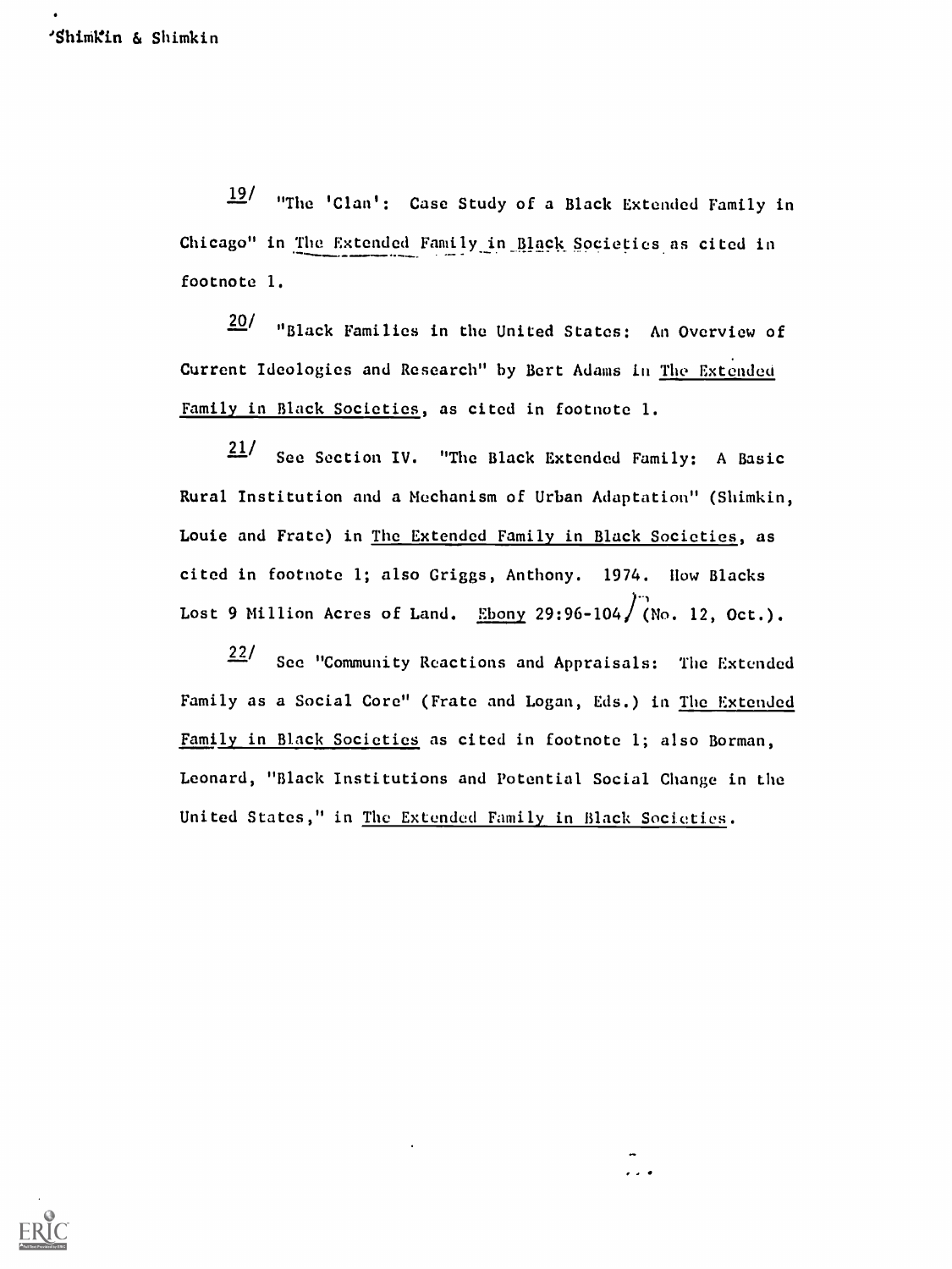19/ "The 'Clan': Case Study of a Black Extended Family in Chicago" in The Extended Family in Black Societies as cited in footnote 1.

20/ "Black Families in the United States: An Overview of Current Ideologies and Research" by Bert Adams in The Extended Family in Black Societies, as cited in footnote 1.

21/ See Section IV. "The Black Extended Family: A Basic Rural Institution and a Mechanism of Urban Adaptation" (Shimkin, Louie and Frate) in The Extended Family in Black Societies, as cited in footnote 1; also Griggs, Anthony. 1974. How Blacks Lost 9 Million Acres of Land. Ebony 29:96-104 (No. 12, Oct.).

22/ See "Community Reactions and Appraisals: The Extended Family as a Social Core" (Frate and Logan, Eds.) in The Extended Family in Black Societies as cited in footnote 1; also Borman, Leonard, "Black Institutions and Potential Social Change in the United States," in The Extended Family in Black Societies.